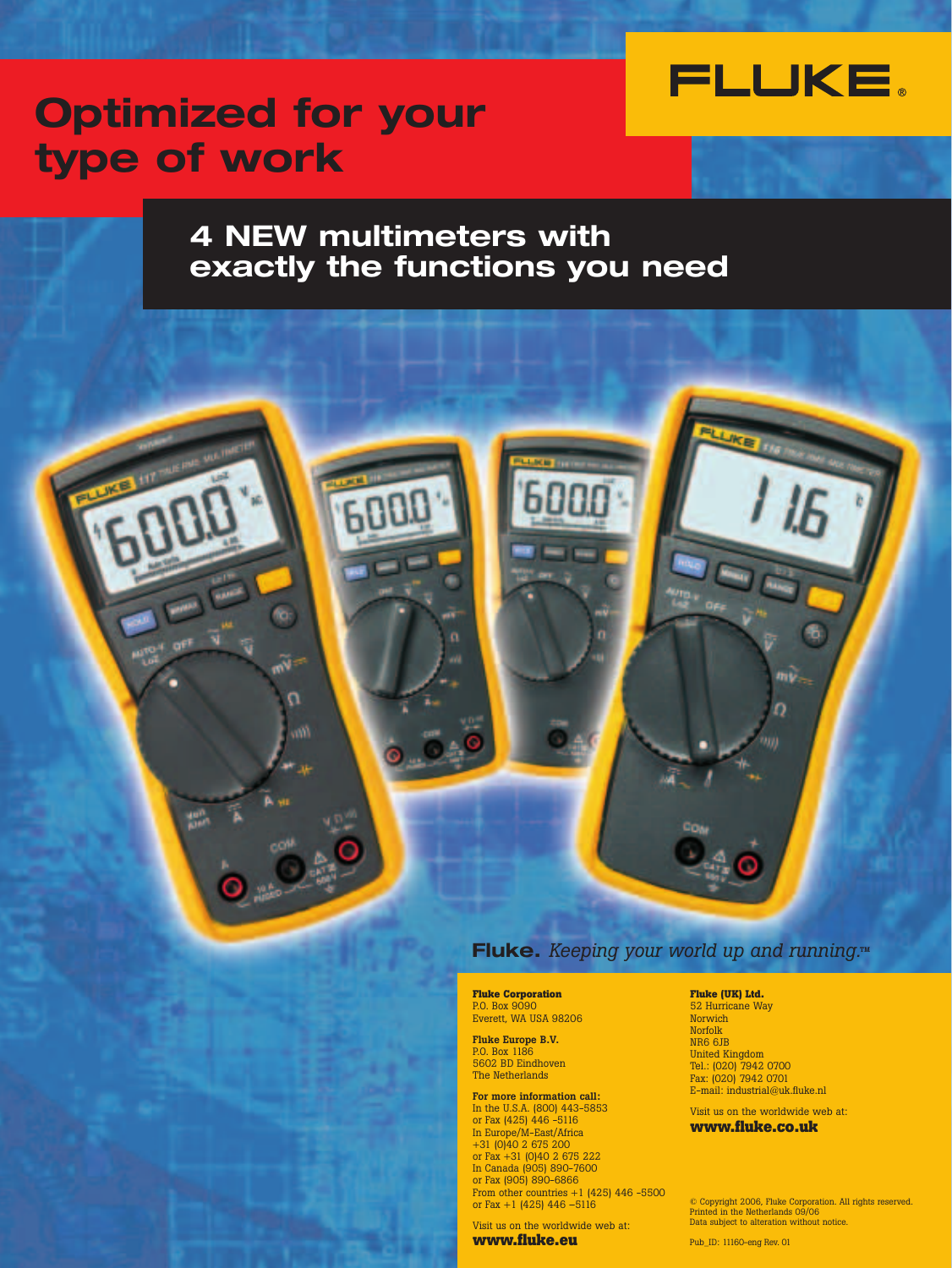# Optimized for your type of work

FLUKE®

## 4 NEW multimeters with exactly the functions you need

**Fluke.** *Keeping your world up and running.*™

**Fluke Corporation**
P.O. Box 9090
Everett, WA USA 98206

**Fluke Europe B.V.**
P.O. Box 1186
5602 BD Eindhoven
The Netherlands

**For more information call:**
In the U.S.A. (800) 443-5853
or Fax (425) 446 -5116
In Europe/M-East/Africa
+31 (0)40 2 675 200
or Fax +31 (0)40 2 675 222
In Canada (905) 890-7600
or Fax (905) 890-6866
From other countries +1 (425) 446 -5500
or Fax +1 (425) 446 –5116

Visit us on the worldwide web at:
**www.fluke.eu**

**Fluke (UK) Ltd.**
52 Hurricane Way
Norwich
Norfolk
NR6 6JB
United Kingdom
Tel.: (020) 7942 0700
Fax: (020) 7942 0701
E-mail: industrial@uk.fluke.nl

Visit us on the worldwide web at:
**www.fluke.co.uk**

© Copyright 2006, Fluke Corporation. All rights reserved.
Printed in the Netherlands 09/06
Data subject to alteration without notice.

Pub_ID: 11160-eng Rev. 01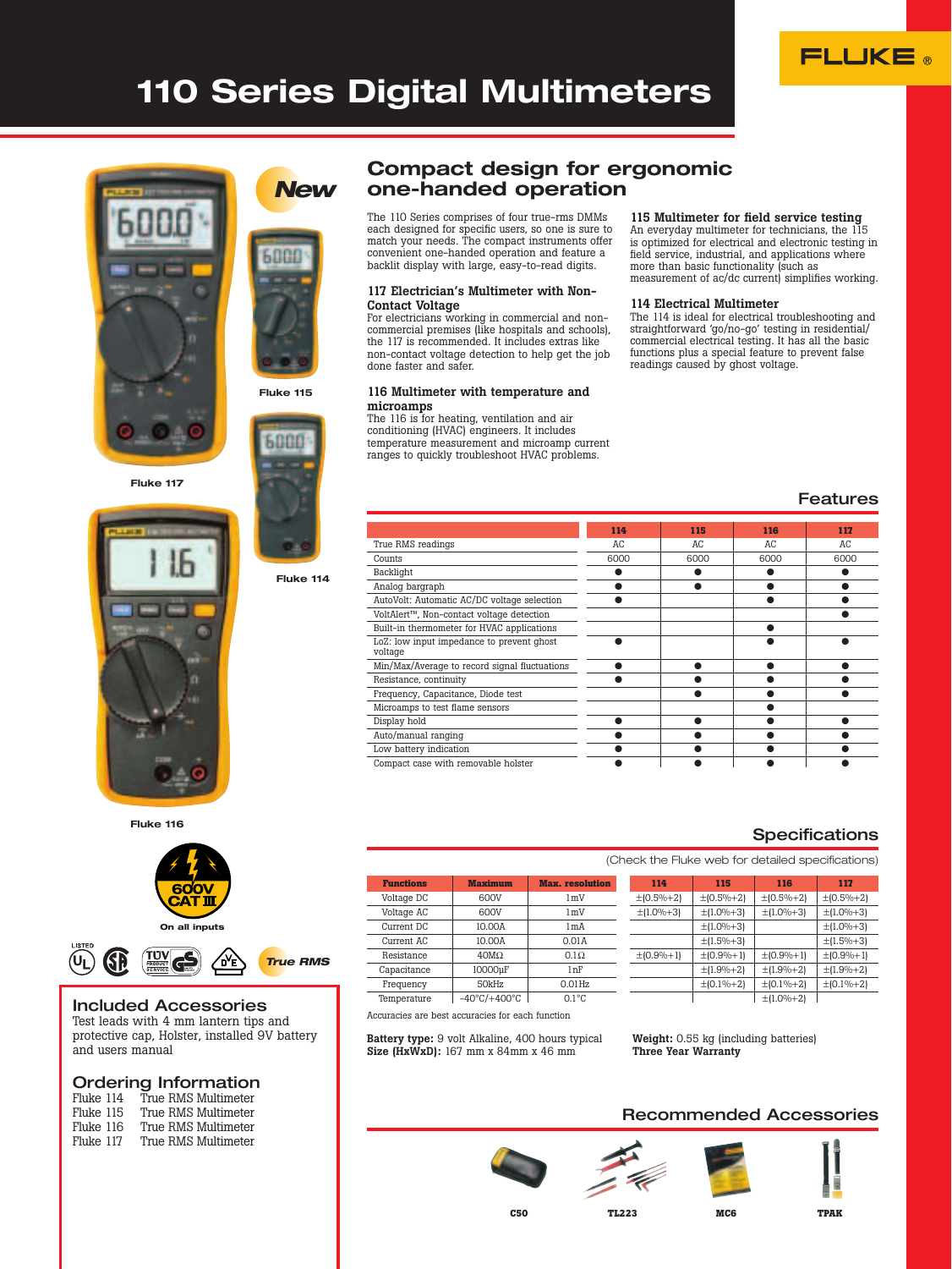# 110 Series Digital Multimeters

FLUKE®

Fluke 117

New

Fluke 115

Fluke 114

Fluke 116

600V CAT III
On all inputs

True RMS

## Compact design for ergonomic one-handed operation

The 110 Series comprises of four true-rms DMMs each designed for specific users, so one is sure to match your needs. The compact instruments offer convenient one-handed operation and feature a backlit display with large, easy-to-read digits.

### 117 Electrician's Multimeter with Non-Contact Voltage

For electricians working in commercial and non-commercial premises (like hospitals and schools), the 117 is recommended. It includes extras like non-contact voltage detection to help get the job done faster and safer.

### 116 Multimeter with temperature and microamps

The 116 is for heating, ventilation and air conditioning (HVAC) engineers. It includes temperature measurement and microamp current ranges to quickly troubleshoot HVAC problems.

### 115 Multimeter for field service testing

An everyday multimeter for technicians, the 115 is optimized for electrical and electronic testing in field service, industrial, and applications where more than basic functionality (such as measurement of ac/dc current) simplifies working.

### 114 Electrical Multimeter

The 114 is ideal for electrical troubleshooting and straightforward 'go/no-go' testing in residential/commercial electrical testing. It has all the basic functions plus a special feature to prevent false readings caused by ghost voltage.

## Features

| | 114 | 115 | 116 | 117 |
|---|---|---|---|---|
| True RMS readings | AC | AC | AC | AC |
| Counts | 6000 | 6000 | 6000 | 6000 |
| Backlight | ● | ● | ● | ● |
| Analog bargraph | ● | ● | ● | ● |
| AutoVolt: Automatic AC/DC voltage selection | ● | | ● | ● |
| VoltAlert™, Non-contact voltage detection | | | | ● |
| Built-in thermometer for HVAC applications | | | ● | |
| LoZ: low input impedance to prevent ghost voltage | ● | | ● | ● |
| Min/Max/Average to record signal fluctuations | ● | ● | ● | ● |
| Resistance, continuity | ● | ● | ● | ● |
| Frequency, Capacitance, Diode test | | ● | ● | ● |
| Microamps to test flame sensors | | | ● | |
| Display hold | ● | ● | ● | ● |
| Auto/manual ranging | ● | ● | ● | ● |
| Low battery indication | ● | ● | ● | ● |
| Compact case with removable holster | ● | ● | ● | ● |

## Specifications

(Check the Fluke web for detailed specifications)

| Functions | Maximum | Max. resolution | 114 | 115 | 116 | 117 |
|---|---|---|---|---|---|---|
| Voltage DC | 600V | 1mV | ±(0.5%+2) | ±(0.5%+2) | ±(0.5%+2) | ±(0.5%+2) |
| Voltage AC | 600V | 1mV | ±(1.0%+3) | ±(1.0%+3) | ±(1.0%+3) | ±(1.0%+3) |
| Current DC | 10.00A | 1mA | | ±(1.0%+3) | | ±(1.0%+3) |
| Current AC | 10.00A | 0.01A | | ±(1.5%+3) | | ±(1.5%+3) |
| Resistance | 40MΩ | 0.1Ω | ±(0.9%+1) | ±(0.9%+1) | ±(0.9%+1) | ±(0.9%+1) |
| Capacitance | 10000µF | 1nF | | ±(1.9%+2) | ±(1.9%+2) | ±(1.9%+2) |
| Frequency | 50kHz | 0.01Hz | | ±(0.1%+2) | ±(0.1%+2) | ±(0.1%+2) |
| Temperature | -40°C/+400°C | 0.1°C | | | ±(1.0%+2) | |

Accuracies are best accuracies for each function

**Battery type:** 9 volt Alkaline, 400 hours typical
**Size (HxWxD):** 167 mm x 84mm x 46 mm

**Weight:** 0.55 kg (including batteries)
**Three Year Warranty**

## Included Accessories

Test leads with 4 mm lantern tips and protective cap, Holster, installed 9V battery and users manual

## Ordering Information

Fluke 114 True RMS Multimeter
Fluke 115 True RMS Multimeter
Fluke 116 True RMS Multimeter
Fluke 117 True RMS Multimeter

## Recommended Accessories

C50

TL223

MC6

TPAK